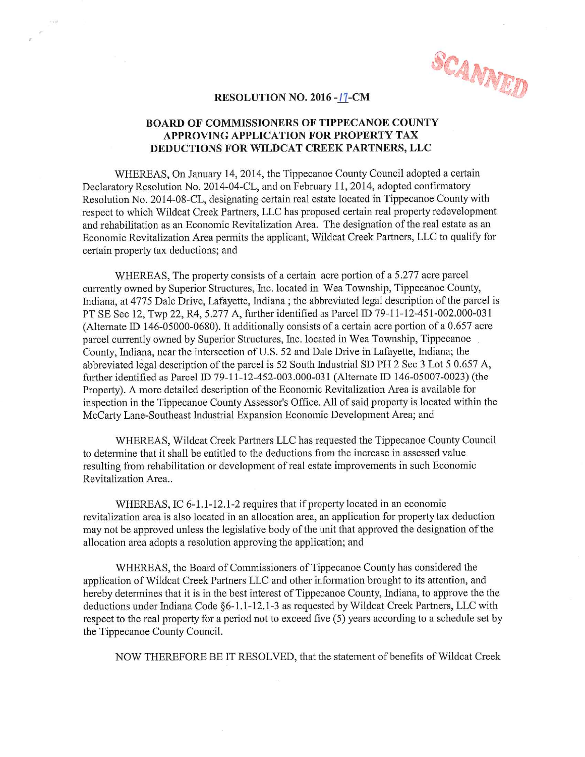**RESOLUTION NO. 2016 -17-CM**

**BOARD OF COMMISSIONERS OF TIPPECANOE COUNTY APPROVING APPLICATION FOR PROPERTY TAX DEDUCTIONS FOR WILDCAT CREEK PARTNERS, LLC**

WHEREAS, On January 14, 2014, the Tippecanoe County Council adopted a certain Declaratory Resolution No. 2014-04-CL, and on February 11, 2014, adopted confirmatory Resolution No. 2014-08-CL, designating certain real estate located in Tippecanoe County with respect to which Wildcat Creek Partners, LLC has proposed certain real property redevelopment and rehabilitation as an Economic Revitalization Area. The designation of the real estate as an Economic Revitalization Area permits the applicant, Wildcat Creek Partners, LLC to qualify for certain property tax deductions; and

WHEREAS, The property consists of a certain acre portion of a 5.277 acre parcel currently owned by Superior Structures, Inc. located in Wea Township, Tippecanoe County, Indiana, at 4775 Dale Drive, Lafayette, Indiana ; the abbreviated legal description of the parcel is PT SE Sec 12, Twp 22, R4, 5.277 A, further identified as Parcel ID 79-11-12-451-002.000-031 (Alternate ID 146-05000-0680). It additionally consists of a certain acre portion of a 0.657 acre parcel currently owned by Superior Structures, Inc. located in Wea Township, Tippecanoe County, Indiana, near the intersection of U.S. 52 and Dale Drive in Lafayette, Indiana; the abbreviated legal description of the parcel is 52 South Industrial SD PH 2 Sec 3 Lot 5 0.657 A, further identified as Parcel ID 79-11-12-452-003.000-031 (Alternate ID 146-05007-0023) (the Property). A more detailed description of the Economic Revitalization Area is available for inspection in the Tippecanoe County Assessor's Office. All of said property is located within the McCarty Lane-Southeast Industrial Expansion Economic Development Area; and

WHEREAS, Wildcat Creek Partners LLC has requested the Tippecanoe County Council to determine that it shall be entitled to the deductions from the increase in assessed value resulting from rehabilitation or development of real estate improvements in such Economic Revitalization Area..

WHEREAS, IC 6-1.1-12.1-2 requires that if property located in an economic revitalization area is also located in an allocation area, an application for property tax deduction may not be approved unless the legislative body of the unit that approved the designation of the allocation area adopts a resolution approving the application; and

WHEREAS, the Board of Commissioners of Tippecanoe County has considered the application of Wildcat Creek Partners LLC and other information brought to its attention, and hereby determines that it is in the best interest of Tippecanoe County, Indiana, to approve the the deductions under Indiana Code §6-1.1-12.1-3 as requested by Wildcat Creek Partners, LLC with respect to the real property for a period not to exceed five (5) years according to a schedule set by the Tippecanoe County Council.

NOW THEREFORE BE IT RESOLVED, that the statement of benefits of Wildcat Creek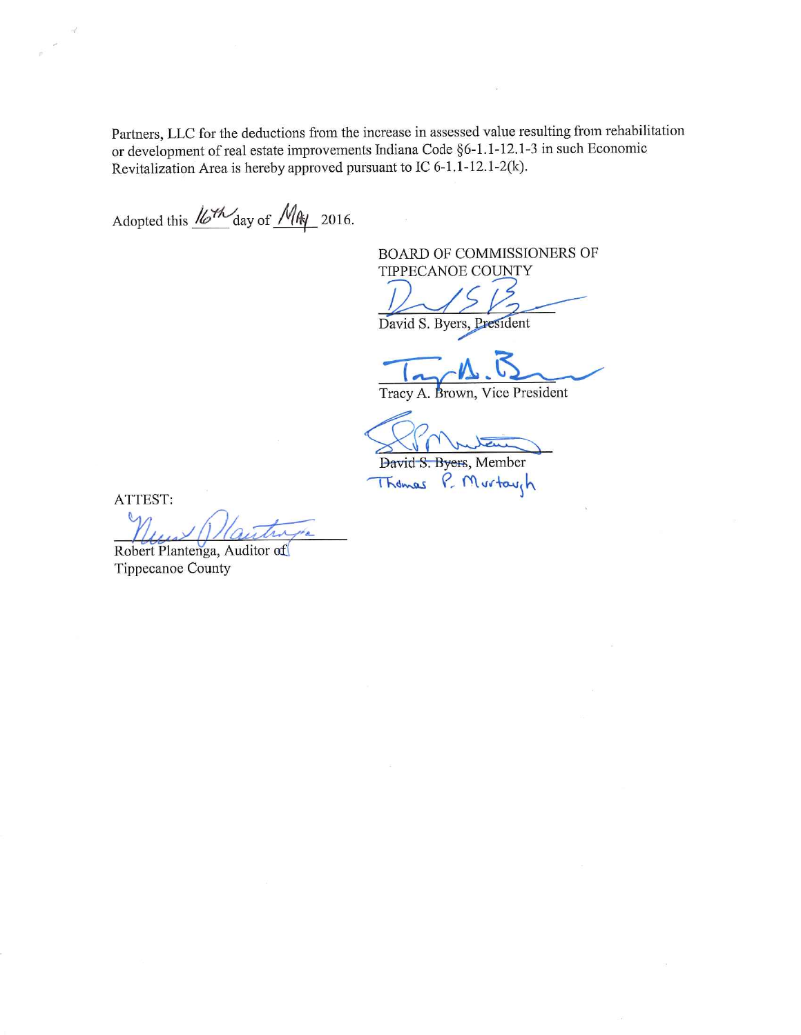Partners, LLC for the deductions from the increase in assessed value resulting from rehabilitation or development of real estate improvements Indiana Code §6-1.1-12.1-3 in such Economic Revitalization Area is hereby approved pursuant to IC 6-1.1-12.1-2(k).

Adopted this 16th day of May 2016.

BOARD OF COMMISSIONERS OF TIPPECANOE COUNTY

David S. Byers, President

Tracy A. Brown, Vice President

~~David S. Byers~~, Member
Thomas P. Murtaugh

ATTEST:

Robert Plantenga, Auditor of Tippecanoe County